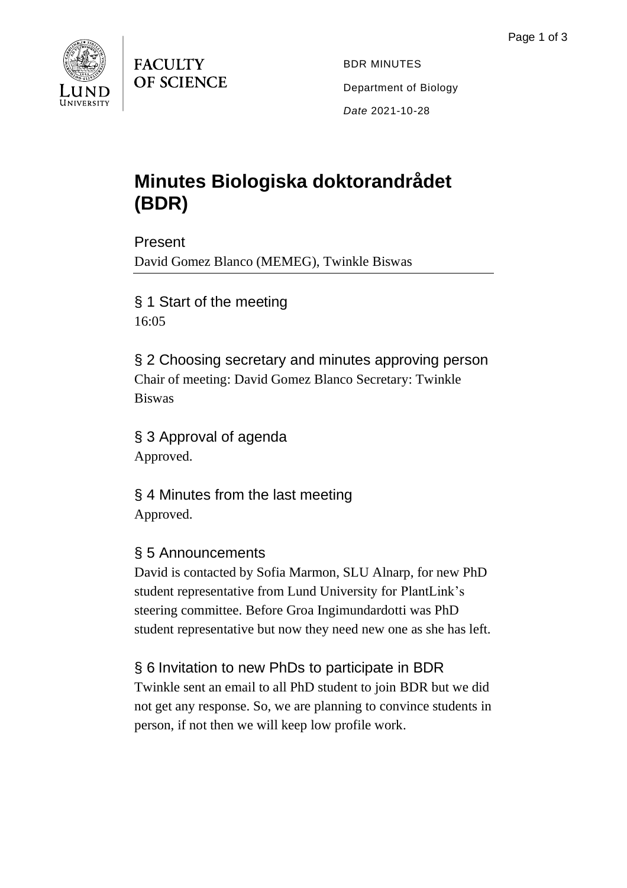FACULTY OF SCIENCE

BDR MINUTES

Department of Biology

*Date* 2021-10-28

# Minutes Biologiska doktorandrådet (BDR)

## Present

David Gomez Blanco (MEMEG), Twinkle Biswas

## § 1 Start of the meeting

16:05

## § 2 Choosing secretary and minutes approving person

Chair of meeting: David Gomez Blanco Secretary: Twinkle Biswas

## § 3 Approval of agenda

Approved.

## § 4 Minutes from the last meeting

Approved.

## § 5 Announcements

David is contacted by Sofia Marmon, SLU Alnarp, for new PhD student representative from Lund University for PlantLink's steering committee. Before Groa Ingimundardotti was PhD student representative but now they need new one as she has left.

## § 6 Invitation to new PhDs to participate in BDR

Twinkle sent an email to all PhD student to join BDR but we did not get any response. So, we are planning to convince students in person, if not then we will keep low profile work.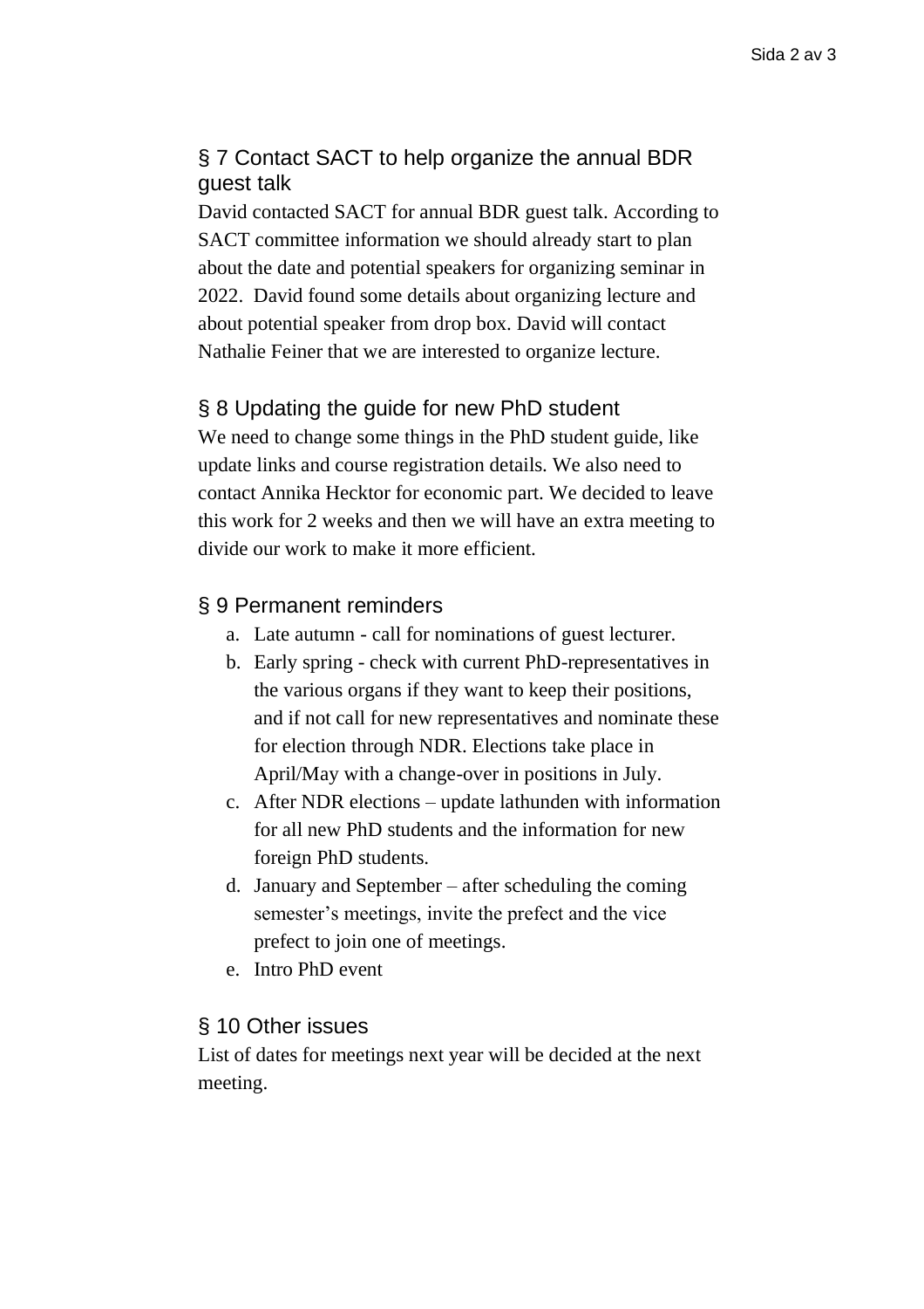## § 7 Contact SACT to help organize the annual BDR guest talk

David contacted SACT for annual BDR guest talk. According to SACT committee information we should already start to plan about the date and potential speakers for organizing seminar in 2022. David found some details about organizing lecture and about potential speaker from drop box. David will contact Nathalie Feiner that we are interested to organize lecture.

## § 8 Updating the guide for new PhD student

We need to change some things in the PhD student guide, like update links and course registration details. We also need to contact Annika Hecktor for economic part. We decided to leave this work for 2 weeks and then we will have an extra meeting to divide our work to make it more efficient.

## § 9 Permanent reminders

a. Late autumn - call for nominations of guest lecturer.
b. Early spring - check with current PhD-representatives in the various organs if they want to keep their positions, and if not call for new representatives and nominate these for election through NDR. Elections take place in April/May with a change-over in positions in July.
c. After NDR elections – update lathunden with information for all new PhD students and the information for new foreign PhD students.
d. January and September – after scheduling the coming semester's meetings, invite the prefect and the vice prefect to join one of meetings.
e. Intro PhD event

## § 10 Other issues

List of dates for meetings next year will be decided at the next meeting.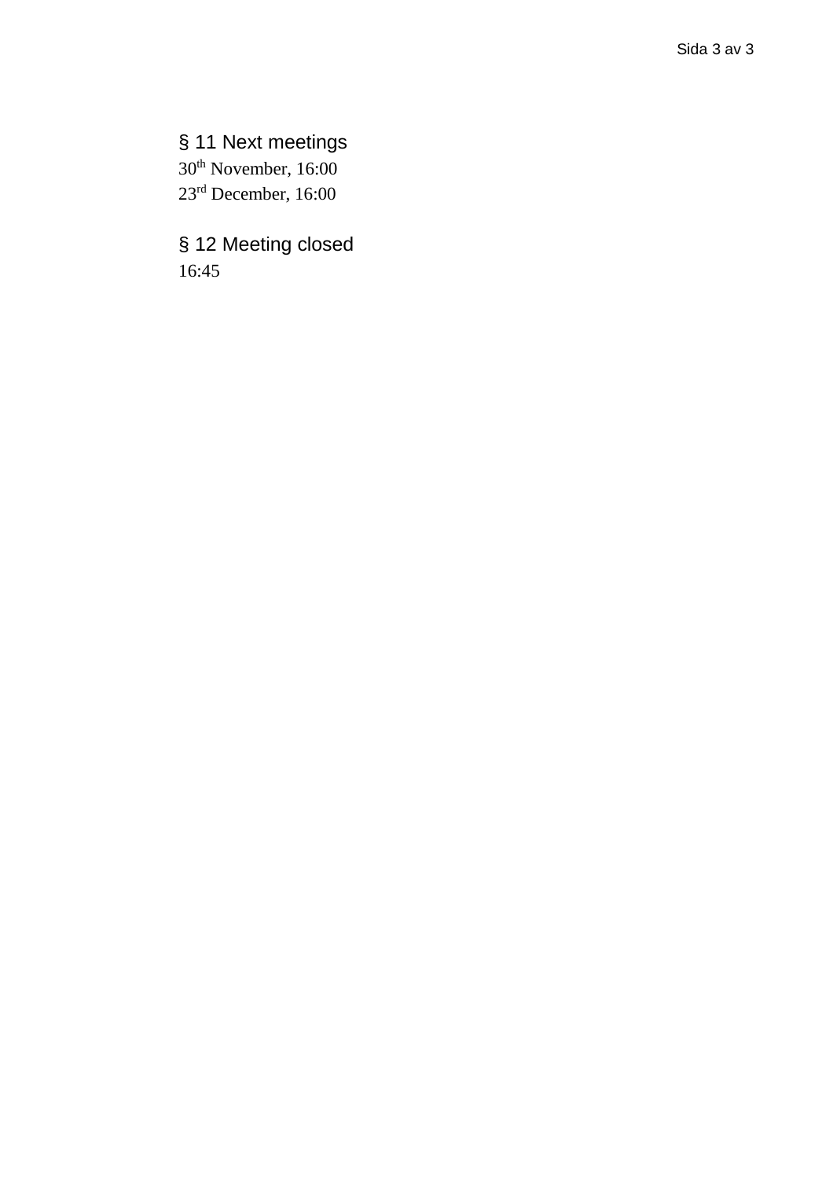## § 11 Next meetings

30th November, 16:00
23rd December, 16:00

## § 12 Meeting closed

16:45